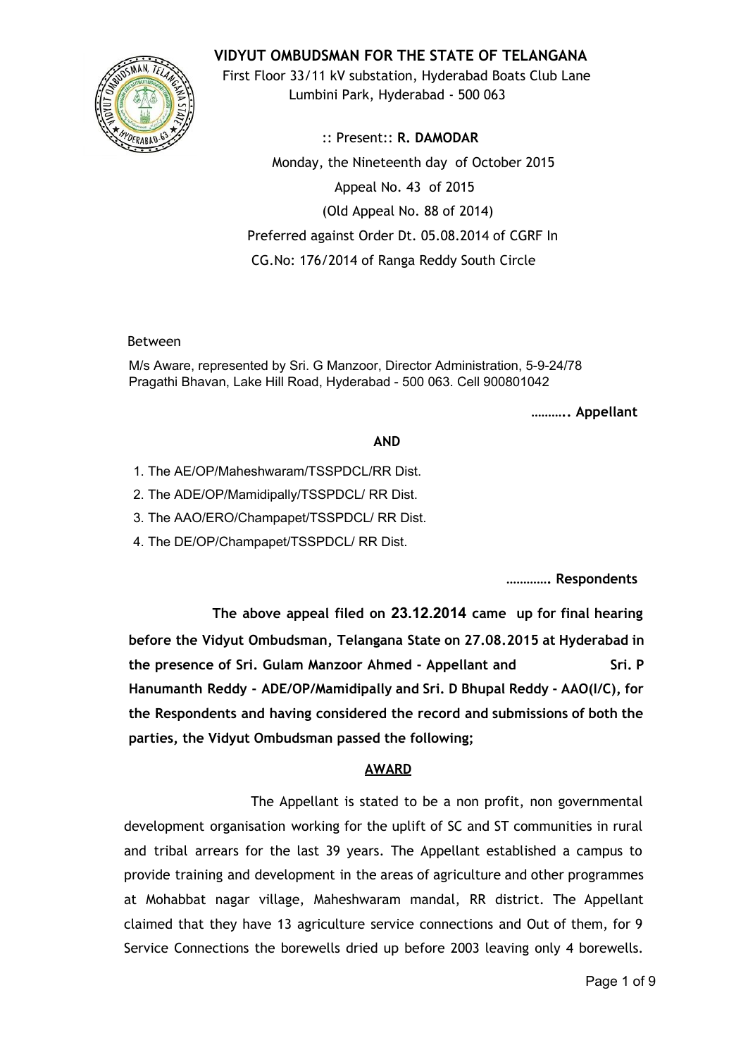# VIDYUT OMBUDSMAN FOR THE STATE OF TELANGANA

First Floor 33/11 kV substation, Hyderabad Boats Club Lane
Lumbini Park, Hyderabad - 500 063

:: Present:: **R. DAMODAR**

Monday, the Nineteenth day of October 2015

Appeal No. 43 of 2015

(Old Appeal No. 88 of 2014)

Preferred against Order Dt. 05.08.2014 of CGRF In
CG.No: 176/2014 of Ranga Reddy South Circle

Between

M/s Aware, represented by Sri. G Manzoor, Director Administration, 5-9-24/78
Pragathi Bhavan, Lake Hill Road, Hyderabad - 500 063. Cell 900801042

**……….. Appellant**

**AND**

1. The AE/OP/Maheshwaram/TSSPDCL/RR Dist.
2. The ADE/OP/Mamidipally/TSSPDCL/ RR Dist.
3. The AAO/ERO/Champapet/TSSPDCL/ RR Dist.
4. The DE/OP/Champapet/TSSPDCL/ RR Dist.

**…………. Respondents**

**The above appeal filed on 23.12.2014 came up for final hearing before the Vidyut Ombudsman, Telangana State on 27.08.2015 at Hyderabad in the presence of Sri. Gulam Manzoor Ahmed - Appellant and Sri. P Hanumanth Reddy - ADE/OP/Mamidipally and Sri. D Bhupal Reddy - AAO(I/C), for the Respondents and having considered the record and submissions of both the parties, the Vidyut Ombudsman passed the following;**

## AWARD

The Appellant is stated to be a non profit, non governmental development organisation working for the uplift of SC and ST communities in rural and tribal arrears for the last 39 years. The Appellant established a campus to provide training and development in the areas of agriculture and other programmes at Mohabbat nagar village, Maheshwaram mandal, RR district. The Appellant claimed that they have 13 agriculture service connections and Out of them, for 9 Service Connections the borewells dried up before 2003 leaving only 4 borewells.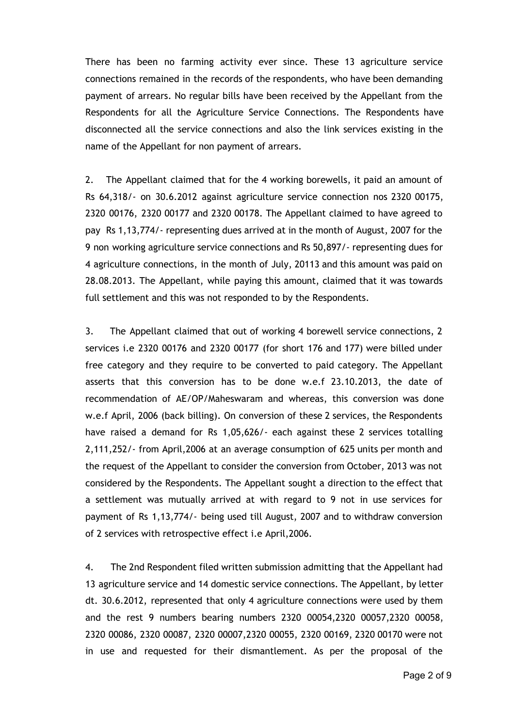There has been no farming activity ever since. These 13 agriculture service connections remained in the records of the respondents, who have been demanding payment of arrears. No regular bills have been received by the Appellant from the Respondents for all the Agriculture Service Connections. The Respondents have disconnected all the service connections and also the link services existing in the name of the Appellant for non payment of arrears.

2. The Appellant claimed that for the 4 working borewells, it paid an amount of Rs 64,318/- on 30.6.2012 against agriculture service connection nos 2320 00175, 2320 00176, 2320 00177 and 2320 00178. The Appellant claimed to have agreed to pay Rs 1,13,774/- representing dues arrived at in the month of August, 2007 for the 9 non working agriculture service connections and Rs 50,897/- representing dues for 4 agriculture connections, in the month of July, 20113 and this amount was paid on 28.08.2013. The Appellant, while paying this amount, claimed that it was towards full settlement and this was not responded to by the Respondents.

3. The Appellant claimed that out of working 4 borewell service connections, 2 services i.e 2320 00176 and 2320 00177 (for short 176 and 177) were billed under free category and they require to be converted to paid category. The Appellant asserts that this conversion has to be done w.e.f 23.10.2013, the date of recommendation of AE/OP/Maheswaram and whereas, this conversion was done w.e.f April, 2006 (back billing). On conversion of these 2 services, the Respondents have raised a demand for Rs 1,05,626/- each against these 2 services totalling 2,111,252/- from April,2006 at an average consumption of 625 units per month and the request of the Appellant to consider the conversion from October, 2013 was not considered by the Respondents. The Appellant sought a direction to the effect that a settlement was mutually arrived at with regard to 9 not in use services for payment of Rs 1,13,774/- being used till August, 2007 and to withdraw conversion of 2 services with retrospective effect i.e April,2006.

4. The 2nd Respondent filed written submission admitting that the Appellant had 13 agriculture service and 14 domestic service connections. The Appellant, by letter dt. 30.6.2012, represented that only 4 agriculture connections were used by them and the rest 9 numbers bearing numbers 2320 00054,2320 00057,2320 00058, 2320 00086, 2320 00087, 2320 00007,2320 00055, 2320 00169, 2320 00170 were not in use and requested for their dismantlement. As per the proposal of the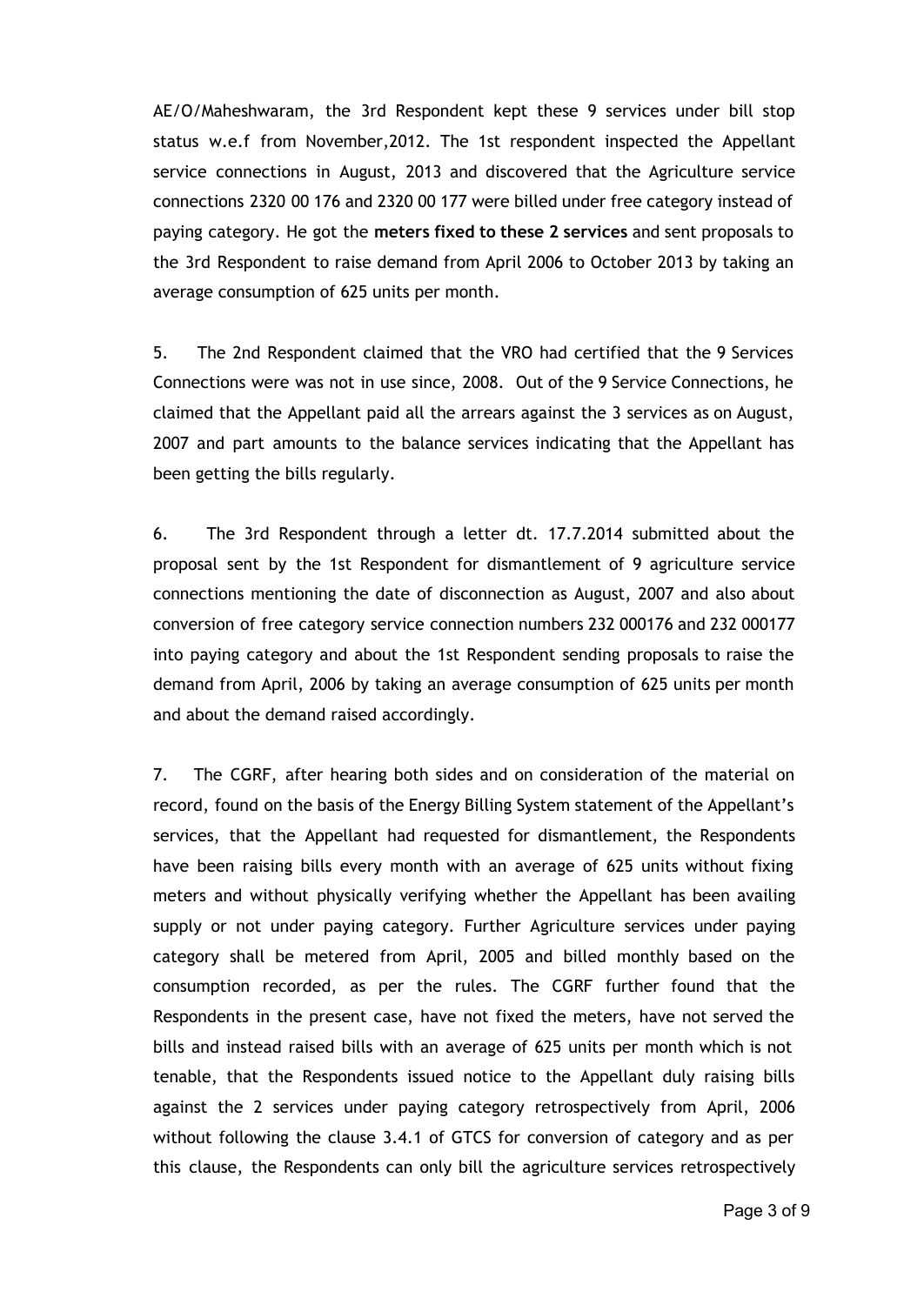AE/O/Maheshwaram, the 3rd Respondent kept these 9 services under bill stop status w.e.f from November,2012. The 1st respondent inspected the Appellant service connections in August, 2013 and discovered that the Agriculture service connections 2320 00 176 and 2320 00 177 were billed under free category instead of paying category. He got the **meters fixed to these 2 services** and sent proposals to the 3rd Respondent to raise demand from April 2006 to October 2013 by taking an average consumption of 625 units per month.

5. The 2nd Respondent claimed that the VRO had certified that the 9 Services Connections were was not in use since, 2008. Out of the 9 Service Connections, he claimed that the Appellant paid all the arrears against the 3 services as on August, 2007 and part amounts to the balance services indicating that the Appellant has been getting the bills regularly.

6. The 3rd Respondent through a letter dt. 17.7.2014 submitted about the proposal sent by the 1st Respondent for dismantlement of 9 agriculture service connections mentioning the date of disconnection as August, 2007 and also about conversion of free category service connection numbers 232 000176 and 232 000177 into paying category and about the 1st Respondent sending proposals to raise the demand from April, 2006 by taking an average consumption of 625 units per month and about the demand raised accordingly.

7. The CGRF, after hearing both sides and on consideration of the material on record, found on the basis of the Energy Billing System statement of the Appellant's services, that the Appellant had requested for dismantlement, the Respondents have been raising bills every month with an average of 625 units without fixing meters and without physically verifying whether the Appellant has been availing supply or not under paying category. Further Agriculture services under paying category shall be metered from April, 2005 and billed monthly based on the consumption recorded, as per the rules. The CGRF further found that the Respondents in the present case, have not fixed the meters, have not served the bills and instead raised bills with an average of 625 units per month which is not tenable, that the Respondents issued notice to the Appellant duly raising bills against the 2 services under paying category retrospectively from April, 2006 without following the clause 3.4.1 of GTCS for conversion of category and as per this clause, the Respondents can only bill the agriculture services retrospectively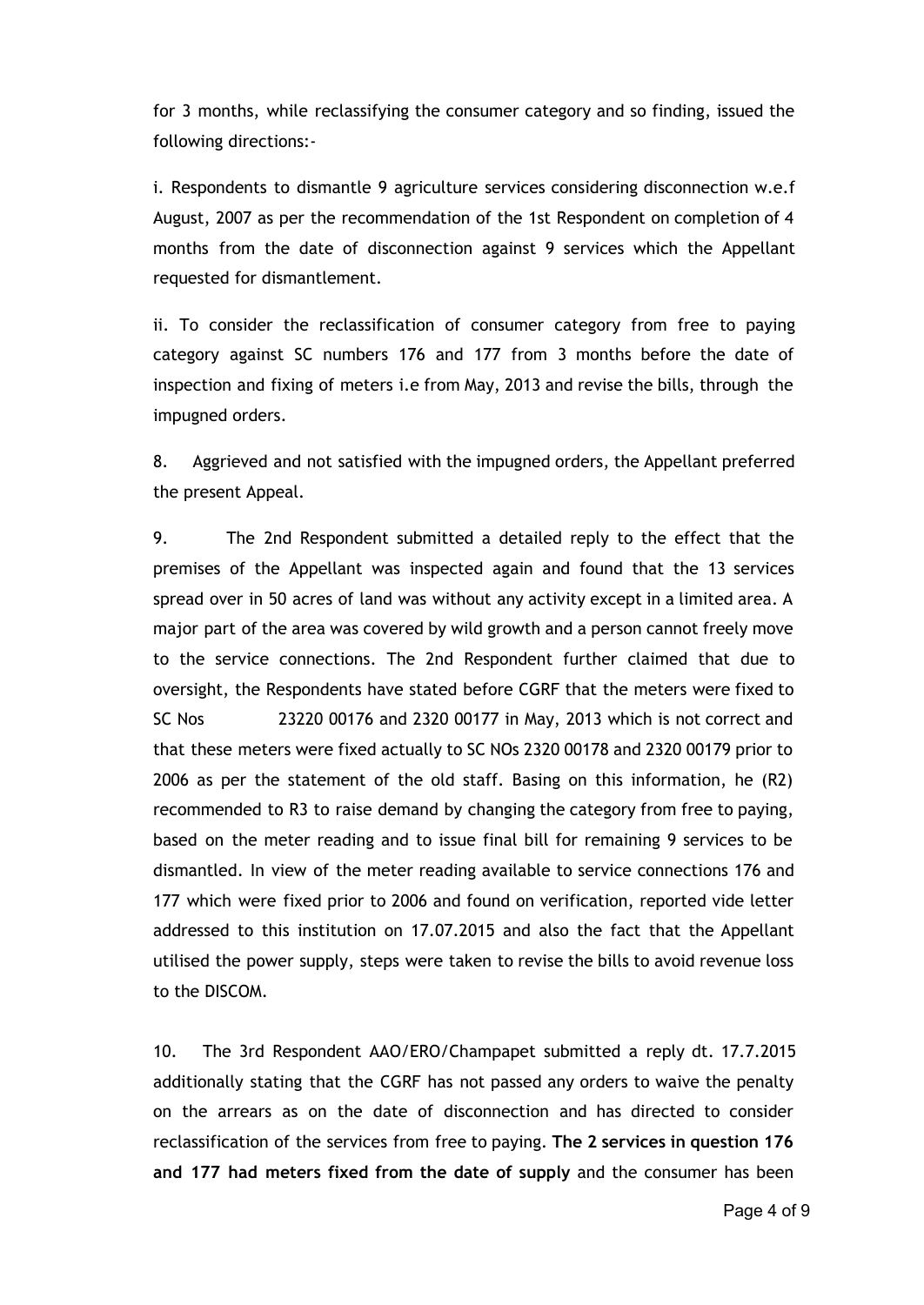for 3 months, while reclassifying the consumer category and so finding, issued the following directions:-

i. Respondents to dismantle 9 agriculture services considering disconnection w.e.f August, 2007 as per the recommendation of the 1st Respondent on completion of 4 months from the date of disconnection against 9 services which the Appellant requested for dismantlement.

ii. To consider the reclassification of consumer category from free to paying category against SC numbers 176 and 177 from 3 months before the date of inspection and fixing of meters i.e from May, 2013 and revise the bills, through the impugned orders.

8. Aggrieved and not satisfied with the impugned orders, the Appellant preferred the present Appeal.

9. The 2nd Respondent submitted a detailed reply to the effect that the premises of the Appellant was inspected again and found that the 13 services spread over in 50 acres of land was without any activity except in a limited area. A major part of the area was covered by wild growth and a person cannot freely move to the service connections. The 2nd Respondent further claimed that due to oversight, the Respondents have stated before CGRF that the meters were fixed to SC Nos 23220 00176 and 2320 00177 in May, 2013 which is not correct and that these meters were fixed actually to SC NOs 2320 00178 and 2320 00179 prior to 2006 as per the statement of the old staff. Basing on this information, he (R2) recommended to R3 to raise demand by changing the category from free to paying, based on the meter reading and to issue final bill for remaining 9 services to be dismantled. In view of the meter reading available to service connections 176 and 177 which were fixed prior to 2006 and found on verification, reported vide letter addressed to this institution on 17.07.2015 and also the fact that the Appellant utilised the power supply, steps were taken to revise the bills to avoid revenue loss to the DISCOM.

10. The 3rd Respondent AAO/ERO/Champapet submitted a reply dt. 17.7.2015 additionally stating that the CGRF has not passed any orders to waive the penalty on the arrears as on the date of disconnection and has directed to consider reclassification of the services from free to paying. **The 2 services in question 176 and 177 had meters fixed from the date of supply** and the consumer has been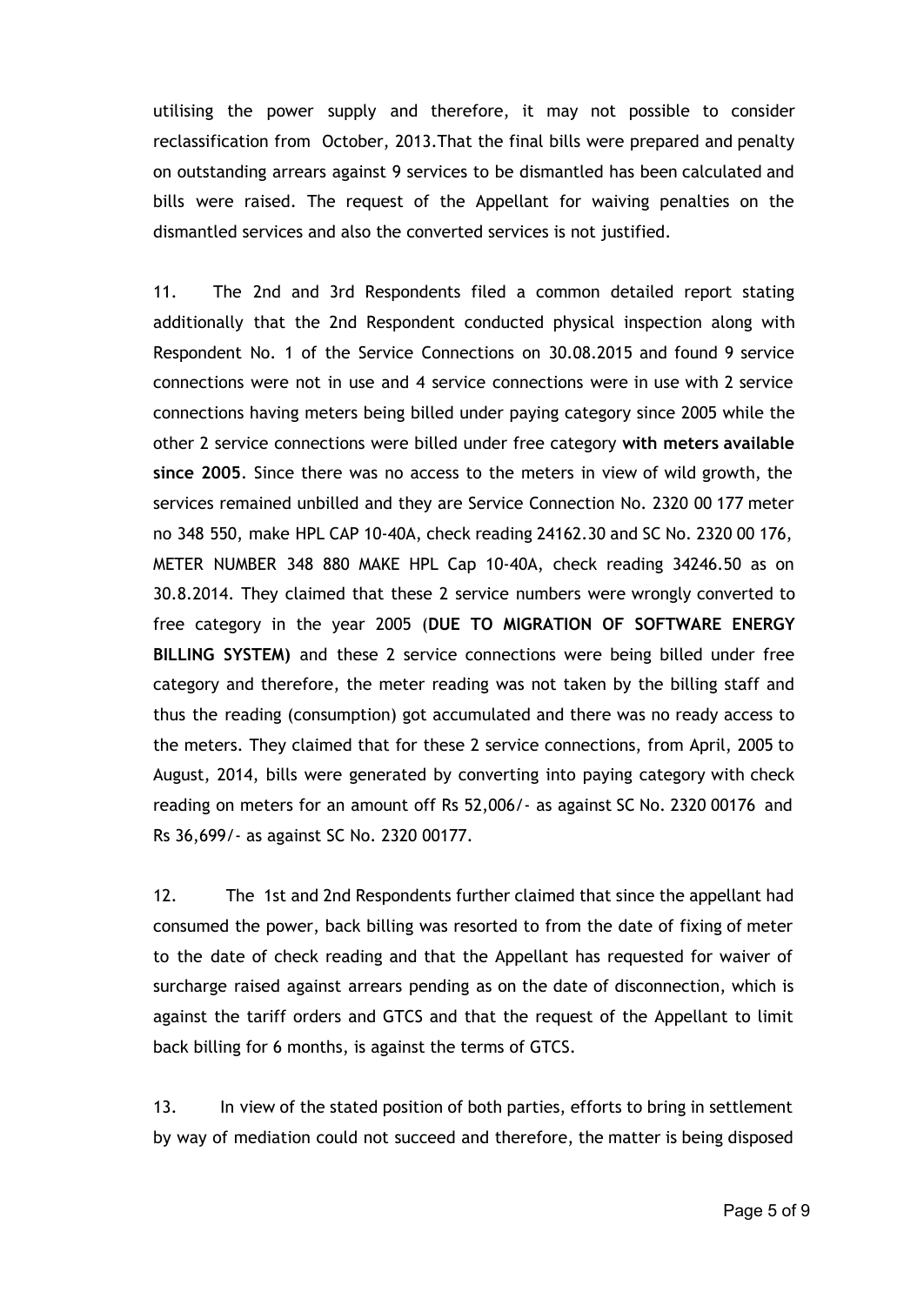utilising the power supply and therefore, it may not possible to consider reclassification from October, 2013.That the final bills were prepared and penalty on outstanding arrears against 9 services to be dismantled has been calculated and bills were raised. The request of the Appellant for waiving penalties on the dismantled services and also the converted services is not justified.

11. The 2nd and 3rd Respondents filed a common detailed report stating additionally that the 2nd Respondent conducted physical inspection along with Respondent No. 1 of the Service Connections on 30.08.2015 and found 9 service connections were not in use and 4 service connections were in use with 2 service connections having meters being billed under paying category since 2005 while the other 2 service connections were billed under free category **with meters available since 2005**. Since there was no access to the meters in view of wild growth, the services remained unbilled and they are Service Connection No. 2320 00 177 meter no 348 550, make HPL CAP 10-40A, check reading 24162.30 and SC No. 2320 00 176, METER NUMBER 348 880 MAKE HPL Cap 10-40A, check reading 34246.50 as on 30.8.2014. They claimed that these 2 service numbers were wrongly converted to free category in the year 2005 (**DUE TO MIGRATION OF SOFTWARE ENERGY BILLING SYSTEM)** and these 2 service connections were being billed under free category and therefore, the meter reading was not taken by the billing staff and thus the reading (consumption) got accumulated and there was no ready access to the meters. They claimed that for these 2 service connections, from April, 2005 to August, 2014, bills were generated by converting into paying category with check reading on meters for an amount off Rs 52,006/- as against SC No. 2320 00176 and Rs 36,699/- as against SC No. 2320 00177.

12. The 1st and 2nd Respondents further claimed that since the appellant had consumed the power, back billing was resorted to from the date of fixing of meter to the date of check reading and that the Appellant has requested for waiver of surcharge raised against arrears pending as on the date of disconnection, which is against the tariff orders and GTCS and that the request of the Appellant to limit back billing for 6 months, is against the terms of GTCS.

13. In view of the stated position of both parties, efforts to bring in settlement by way of mediation could not succeed and therefore, the matter is being disposed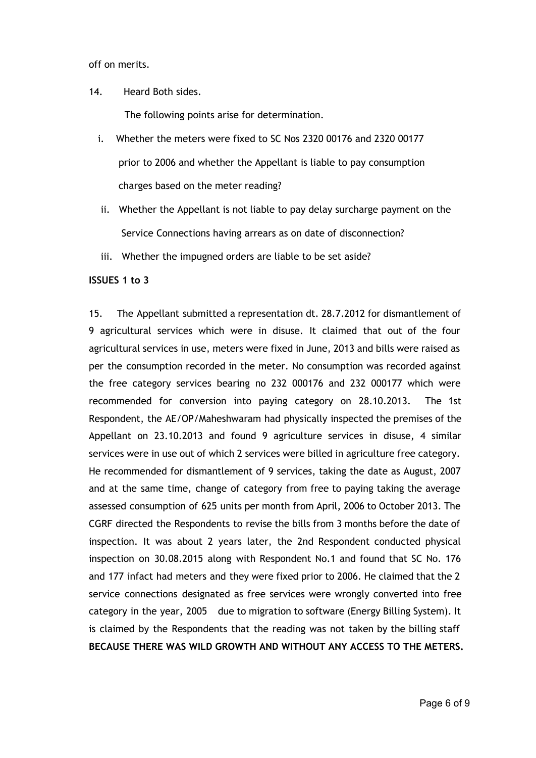off on merits.

14. Heard Both sides.

The following points arise for determination.

i. Whether the meters were fixed to SC Nos 2320 00176 and 2320 00177 prior to 2006 and whether the Appellant is liable to pay consumption charges based on the meter reading?

ii. Whether the Appellant is not liable to pay delay surcharge payment on the Service Connections having arrears as on date of disconnection?

iii. Whether the impugned orders are liable to be set aside?

**ISSUES 1 to 3**

15. The Appellant submitted a representation dt. 28.7.2012 for dismantlement of 9 agricultural services which were in disuse. It claimed that out of the four agricultural services in use, meters were fixed in June, 2013 and bills were raised as per the consumption recorded in the meter. No consumption was recorded against the free category services bearing no 232 000176 and 232 000177 which were recommended for conversion into paying category on 28.10.2013. The 1st Respondent, the AE/OP/Maheshwaram had physically inspected the premises of the Appellant on 23.10.2013 and found 9 agriculture services in disuse, 4 similar services were in use out of which 2 services were billed in agriculture free category. He recommended for dismantlement of 9 services, taking the date as August, 2007 and at the same time, change of category from free to paying taking the average assessed consumption of 625 units per month from April, 2006 to October 2013. The CGRF directed the Respondents to revise the bills from 3 months before the date of inspection. It was about 2 years later, the 2nd Respondent conducted physical inspection on 30.08.2015 along with Respondent No.1 and found that SC No. 176 and 177 infact had meters and they were fixed prior to 2006. He claimed that the 2 service connections designated as free services were wrongly converted into free category in the year, 2005 due to migration to software (Energy Billing System). It is claimed by the Respondents that the reading was not taken by the billing staff **BECAUSE THERE WAS WILD GROWTH AND WITHOUT ANY ACCESS TO THE METERS.**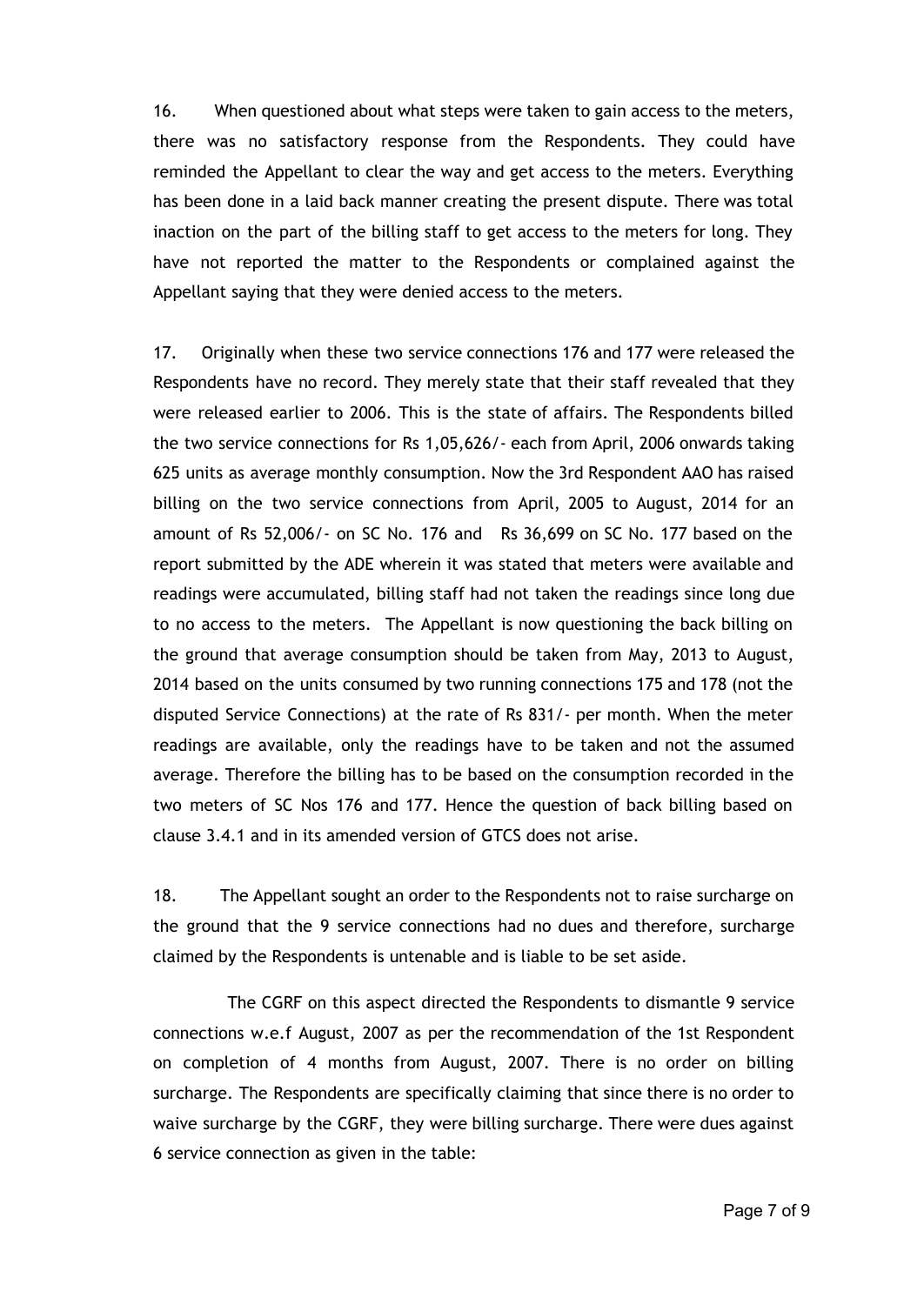16. When questioned about what steps were taken to gain access to the meters, there was no satisfactory response from the Respondents. They could have reminded the Appellant to clear the way and get access to the meters. Everything has been done in a laid back manner creating the present dispute. There was total inaction on the part of the billing staff to get access to the meters for long. They have not reported the matter to the Respondents or complained against the Appellant saying that they were denied access to the meters.

17. Originally when these two service connections 176 and 177 were released the Respondents have no record. They merely state that their staff revealed that they were released earlier to 2006. This is the state of affairs. The Respondents billed the two service connections for Rs 1,05,626/- each from April, 2006 onwards taking 625 units as average monthly consumption. Now the 3rd Respondent AAO has raised billing on the two service connections from April, 2005 to August, 2014 for an amount of Rs 52,006/- on SC No. 176 and Rs 36,699 on SC No. 177 based on the report submitted by the ADE wherein it was stated that meters were available and readings were accumulated, billing staff had not taken the readings since long due to no access to the meters. The Appellant is now questioning the back billing on the ground that average consumption should be taken from May, 2013 to August, 2014 based on the units consumed by two running connections 175 and 178 (not the disputed Service Connections) at the rate of Rs 831/- per month. When the meter readings are available, only the readings have to be taken and not the assumed average. Therefore the billing has to be based on the consumption recorded in the two meters of SC Nos 176 and 177. Hence the question of back billing based on clause 3.4.1 and in its amended version of GTCS does not arise.

18. The Appellant sought an order to the Respondents not to raise surcharge on the ground that the 9 service connections had no dues and therefore, surcharge claimed by the Respondents is untenable and is liable to be set aside.

The CGRF on this aspect directed the Respondents to dismantle 9 service connections w.e.f August, 2007 as per the recommendation of the 1st Respondent on completion of 4 months from August, 2007. There is no order on billing surcharge. The Respondents are specifically claiming that since there is no order to waive surcharge by the CGRF, they were billing surcharge. There were dues against 6 service connection as given in the table: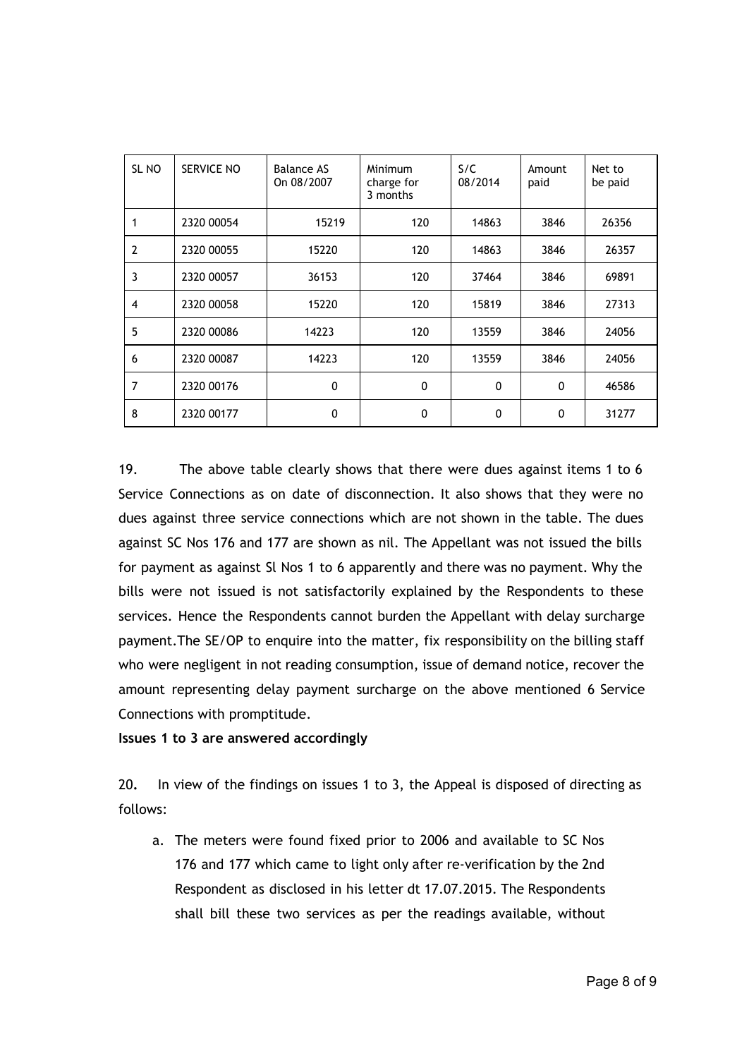| SL NO | SERVICE NO | Balance AS On 08/2007 | Minimum charge for 3 months | S/C 08/2014 | Amount paid | Net to be paid |
|---|---|---|---|---|---|---|
| 1 | 2320 00054 | 15219 | 120 | 14863 | 3846 | 26356 |
| 2 | 2320 00055 | 15220 | 120 | 14863 | 3846 | 26357 |
| 3 | 2320 00057 | 36153 | 120 | 37464 | 3846 | 69891 |
| 4 | 2320 00058 | 15220 | 120 | 15819 | 3846 | 27313 |
| 5 | 2320 00086 | 14223 | 120 | 13559 | 3846 | 24056 |
| 6 | 2320 00087 | 14223 | 120 | 13559 | 3846 | 24056 |
| 7 | 2320 00176 | 0 | 0 | 0 | 0 | 46586 |
| 8 | 2320 00177 | 0 | 0 | 0 | 0 | 31277 |

19. The above table clearly shows that there were dues against items 1 to 6 Service Connections as on date of disconnection. It also shows that they were no dues against three service connections which are not shown in the table. The dues against SC Nos 176 and 177 are shown as nil. The Appellant was not issued the bills for payment as against Sl Nos 1 to 6 apparently and there was no payment. Why the bills were not issued is not satisfactorily explained by the Respondents to these services. Hence the Respondents cannot burden the Appellant with delay surcharge payment.The SE/OP to enquire into the matter, fix responsibility on the billing staff who were negligent in not reading consumption, issue of demand notice, recover the amount representing delay payment surcharge on the above mentioned 6 Service Connections with promptitude.

**Issues 1 to 3 are answered accordingly**

20. In view of the findings on issues 1 to 3, the Appeal is disposed of directing as follows:

a. The meters were found fixed prior to 2006 and available to SC Nos 176 and 177 which came to light only after re-verification by the 2nd Respondent as disclosed in his letter dt 17.07.2015. The Respondents shall bill these two services as per the readings available, without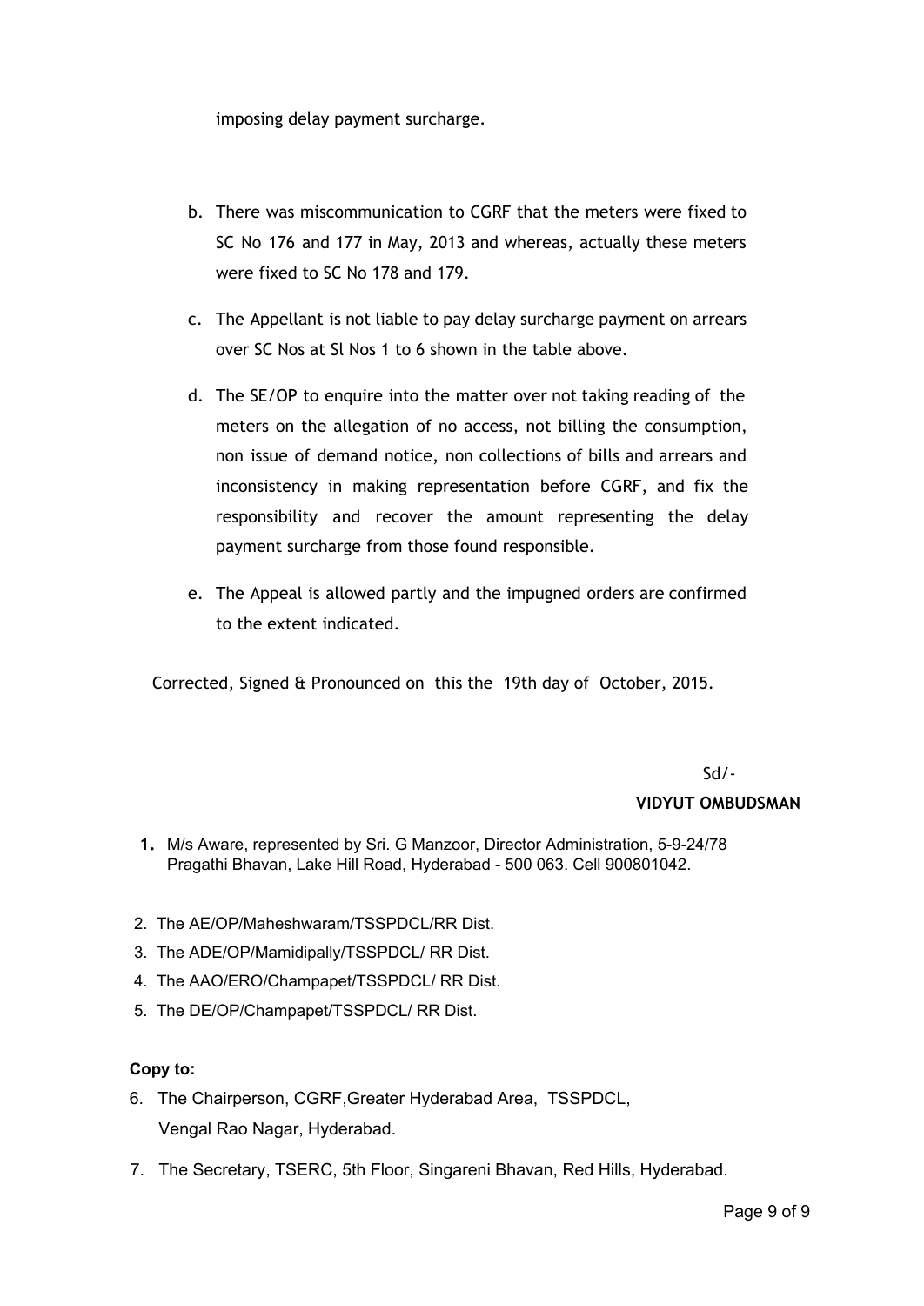imposing delay payment surcharge.

b. There was miscommunication to CGRF that the meters were fixed to SC No 176 and 177 in May, 2013 and whereas, actually these meters were fixed to SC No 178 and 179.

c. The Appellant is not liable to pay delay surcharge payment on arrears over SC Nos at Sl Nos 1 to 6 shown in the table above.

d. The SE/OP to enquire into the matter over not taking reading of the meters on the allegation of no access, not billing the consumption, non issue of demand notice, non collections of bills and arrears and inconsistency in making representation before CGRF, and fix the responsibility and recover the amount representing the delay payment surcharge from those found responsible.

e. The Appeal is allowed partly and the impugned orders are confirmed to the extent indicated.

Corrected, Signed & Pronounced on this the 19th day of October, 2015.

Sd/-

**VIDYUT OMBUDSMAN**

1. M/s Aware, represented by Sri. G Manzoor, Director Administration, 5-9-24/78 Pragathi Bhavan, Lake Hill Road, Hyderabad - 500 063. Cell 900801042.
2. The AE/OP/Maheshwaram/TSSPDCL/RR Dist.
3. The ADE/OP/Mamidipally/TSSPDCL/ RR Dist.
4. The AAO/ERO/Champapet/TSSPDCL/ RR Dist.
5. The DE/OP/Champapet/TSSPDCL/ RR Dist.

**Copy to:**

6. The Chairperson, CGRF,Greater Hyderabad Area, TSSPDCL, Vengal Rao Nagar, Hyderabad.
7. The Secretary, TSERC, 5th Floor, Singareni Bhavan, Red Hills, Hyderabad.